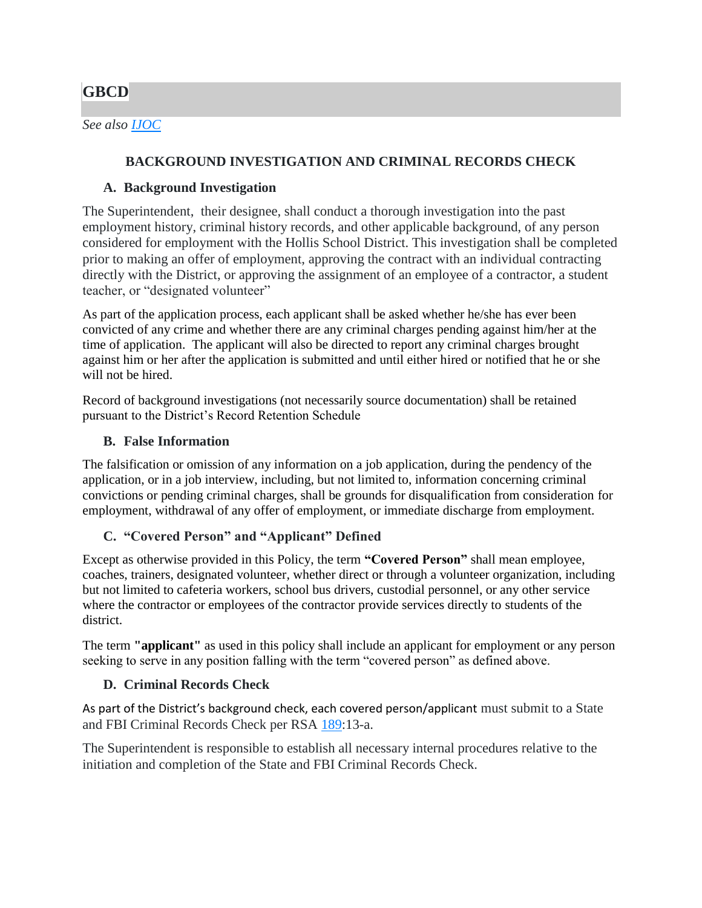# GBCD

*See also IJOC*

## BACKGROUND INVESTIGATION AND CRIMINAL RECORDS CHECK

### A. Background Investigation

The Superintendent, their designee, shall conduct a thorough investigation into the past employment history, criminal history records, and other applicable background, of any person considered for employment with the Hollis School District. This investigation shall be completed prior to making an offer of employment, approving the contract with an individual contracting directly with the District, or approving the assignment of an employee of a contractor, a student teacher, or "designated volunteer"

As part of the application process, each applicant shall be asked whether he/she has ever been convicted of any crime and whether there are any criminal charges pending against him/her at the time of application. The applicant will also be directed to report any criminal charges brought against him or her after the application is submitted and until either hired or notified that he or she will not be hired.

Record of background investigations (not necessarily source documentation) shall be retained pursuant to the District's Record Retention Schedule

### B. False Information

The falsification or omission of any information on a job application, during the pendency of the application, or in a job interview, including, but not limited to, information concerning criminal convictions or pending criminal charges, shall be grounds for disqualification from consideration for employment, withdrawal of any offer of employment, or immediate discharge from employment.

### C. "Covered Person" and "Applicant" Defined

Except as otherwise provided in this Policy, the term **"Covered Person"** shall mean employee, coaches, trainers, designated volunteer, whether direct or through a volunteer organization, including but not limited to cafeteria workers, school bus drivers, custodial personnel, or any other service where the contractor or employees of the contractor provide services directly to students of the district.

The term **"applicant"** as used in this policy shall include an applicant for employment or any person seeking to serve in any position falling with the term "covered person" as defined above.

### D. Criminal Records Check

As part of the District's background check, each covered person/applicant must submit to a State and FBI Criminal Records Check per RSA 189:13-a.

The Superintendent is responsible to establish all necessary internal procedures relative to the initiation and completion of the State and FBI Criminal Records Check.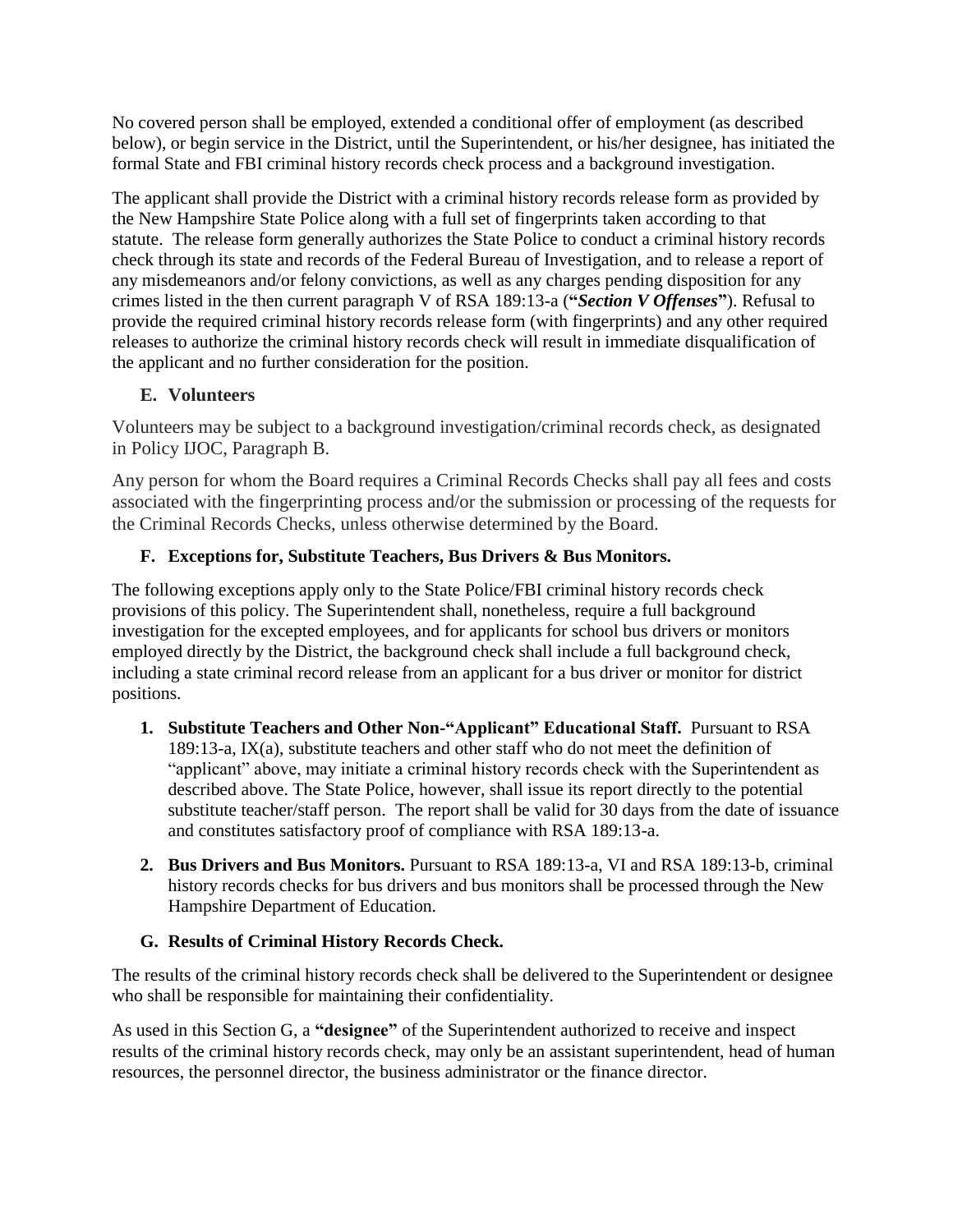No covered person shall be employed, extended a conditional offer of employment (as described below), or begin service in the District, until the Superintendent, or his/her designee, has initiated the formal State and FBI criminal history records check process and a background investigation.

The applicant shall provide the District with a criminal history records release form as provided by the New Hampshire State Police along with a full set of fingerprints taken according to that statute. The release form generally authorizes the State Police to conduct a criminal history records check through its state and records of the Federal Bureau of Investigation, and to release a report of any misdemeanors and/or felony convictions, as well as any charges pending disposition for any crimes listed in the then current paragraph V of RSA 189:13-a (**"*Section V Offenses*"**). Refusal to provide the required criminal history records release form (with fingerprints) and any other required releases to authorize the criminal history records check will result in immediate disqualification of the applicant and no further consideration for the position.

### E. Volunteers

Volunteers may be subject to a background investigation/criminal records check, as designated in Policy IJOC, Paragraph B.

Any person for whom the Board requires a Criminal Records Checks shall pay all fees and costs associated with the fingerprinting process and/or the submission or processing of the requests for the Criminal Records Checks, unless otherwise determined by the Board.

### F. Exceptions for, Substitute Teachers, Bus Drivers & Bus Monitors.

The following exceptions apply only to the State Police/FBI criminal history records check provisions of this policy. The Superintendent shall, nonetheless, require a full background investigation for the excepted employees, and for applicants for school bus drivers or monitors employed directly by the District, the background check shall include a full background check, including a state criminal record release from an applicant for a bus driver or monitor for district positions.

1. **Substitute Teachers and Other Non-"Applicant" Educational Staff.** Pursuant to RSA 189:13-a, IX(a), substitute teachers and other staff who do not meet the definition of "applicant" above, may initiate a criminal history records check with the Superintendent as described above. The State Police, however, shall issue its report directly to the potential substitute teacher/staff person. The report shall be valid for 30 days from the date of issuance and constitutes satisfactory proof of compliance with RSA 189:13-a.
2. **Bus Drivers and Bus Monitors.** Pursuant to RSA 189:13-a, VI and RSA 189:13-b, criminal history records checks for bus drivers and bus monitors shall be processed through the New Hampshire Department of Education.

### G. Results of Criminal History Records Check.

The results of the criminal history records check shall be delivered to the Superintendent or designee who shall be responsible for maintaining their confidentiality.

As used in this Section G, a **"designee"** of the Superintendent authorized to receive and inspect results of the criminal history records check, may only be an assistant superintendent, head of human resources, the personnel director, the business administrator or the finance director.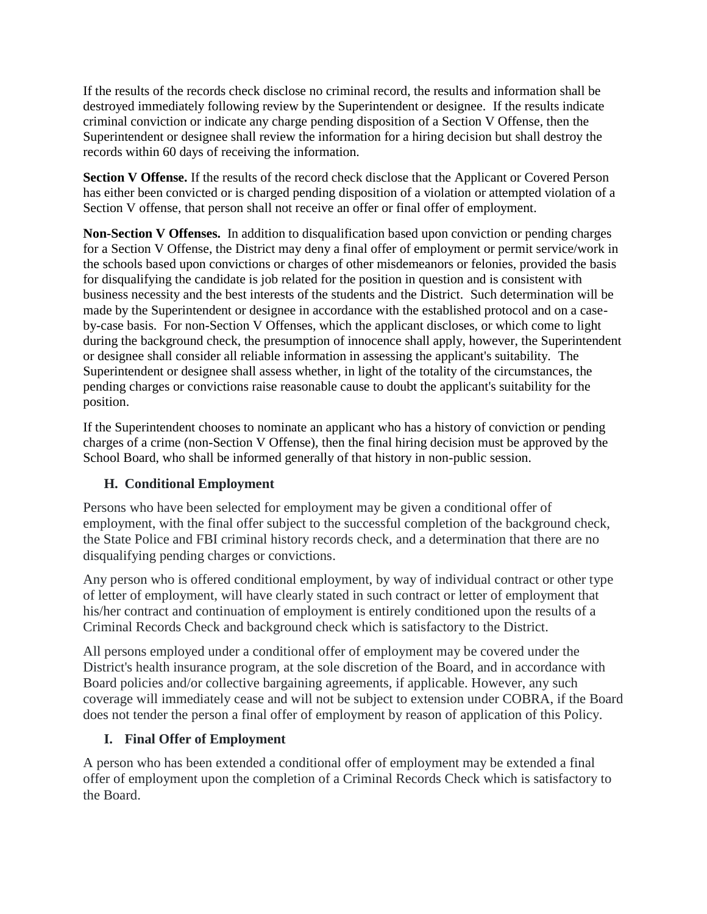If the results of the records check disclose no criminal record, the results and information shall be destroyed immediately following review by the Superintendent or designee.  If the results indicate criminal conviction or indicate any charge pending disposition of a Section V Offense, then the Superintendent or designee shall review the information for a hiring decision but shall destroy the records within 60 days of receiving the information.

**Section V Offense.** If the results of the record check disclose that the Applicant or Covered Person has either been convicted or is charged pending disposition of a violation or attempted violation of a Section V offense, that person shall not receive an offer or final offer of employment.

**Non-Section V Offenses.**  In addition to disqualification based upon conviction or pending charges for a Section V Offense, the District may deny a final offer of employment or permit service/work in the schools based upon convictions or charges of other misdemeanors or felonies, provided the basis for disqualifying the candidate is job related for the position in question and is consistent with business necessity and the best interests of the students and the District.  Such determination will be made by the Superintendent or designee in accordance with the established protocol and on a case-by-case basis.  For non-Section V Offenses, which the applicant discloses, or which come to light during the background check, the presumption of innocence shall apply, however, the Superintendent or designee shall consider all reliable information in assessing the applicant's suitability.  The Superintendent or designee shall assess whether, in light of the totality of the circumstances, the pending charges or convictions raise reasonable cause to doubt the applicant's suitability for the position.

If the Superintendent chooses to nominate an applicant who has a history of conviction or pending charges of a crime (non-Section V Offense), then the final hiring decision must be approved by the School Board, who shall be informed generally of that history in non-public session.

### H. Conditional Employment

Persons who have been selected for employment may be given a conditional offer of employment, with the final offer subject to the successful completion of the background check, the State Police and FBI criminal history records check, and a determination that there are no disqualifying pending charges or convictions.

Any person who is offered conditional employment, by way of individual contract or other type of letter of employment, will have clearly stated in such contract or letter of employment that his/her contract and continuation of employment is entirely conditioned upon the results of a Criminal Records Check and background check which is satisfactory to the District.

All persons employed under a conditional offer of employment may be covered under the District's health insurance program, at the sole discretion of the Board, and in accordance with Board policies and/or collective bargaining agreements, if applicable. However, any such coverage will immediately cease and will not be subject to extension under COBRA, if the Board does not tender the person a final offer of employment by reason of application of this Policy.

### I. Final Offer of Employment

A person who has been extended a conditional offer of employment may be extended a final offer of employment upon the completion of a Criminal Records Check which is satisfactory to the Board.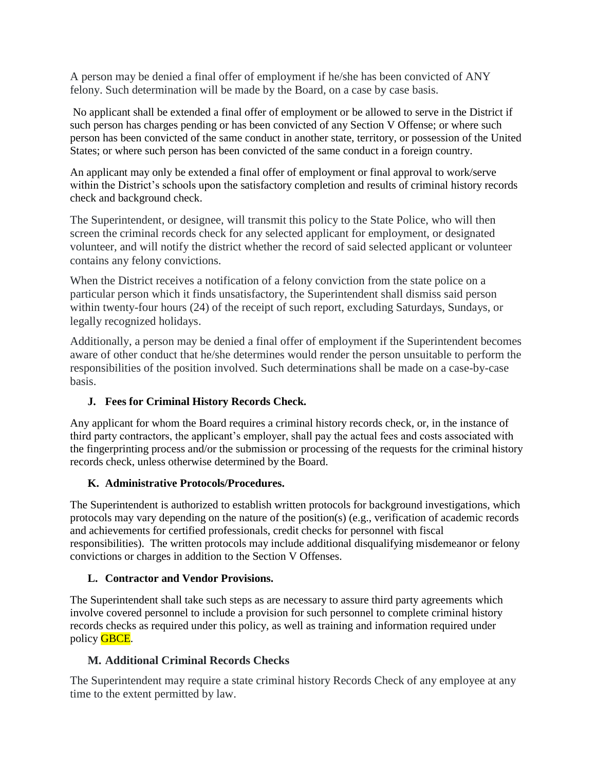A person may be denied a final offer of employment if he/she has been convicted of ANY felony. Such determination will be made by the Board, on a case by case basis.

No applicant shall be extended a final offer of employment or be allowed to serve in the District if such person has charges pending or has been convicted of any Section V Offense; or where such person has been convicted of the same conduct in another state, territory, or possession of the United States; or where such person has been convicted of the same conduct in a foreign country.

An applicant may only be extended a final offer of employment or final approval to work/serve within the District's schools upon the satisfactory completion and results of criminal history records check and background check.

The Superintendent, or designee, will transmit this policy to the State Police, who will then screen the criminal records check for any selected applicant for employment, or designated volunteer, and will notify the district whether the record of said selected applicant or volunteer contains any felony convictions.

When the District receives a notification of a felony conviction from the state police on a particular person which it finds unsatisfactory, the Superintendent shall dismiss said person within twenty-four hours (24) of the receipt of such report, excluding Saturdays, Sundays, or legally recognized holidays.

Additionally, a person may be denied a final offer of employment if the Superintendent becomes aware of other conduct that he/she determines would render the person unsuitable to perform the responsibilities of the position involved. Such determinations shall be made on a case-by-case basis.

**J. Fees for Criminal History Records Check.**

Any applicant for whom the Board requires a criminal history records check, or, in the instance of third party contractors, the applicant's employer, shall pay the actual fees and costs associated with the fingerprinting process and/or the submission or processing of the requests for the criminal history records check, unless otherwise determined by the Board.

**K. Administrative Protocols/Procedures.**

The Superintendent is authorized to establish written protocols for background investigations, which protocols may vary depending on the nature of the position(s) (e.g., verification of academic records and achievements for certified professionals, credit checks for personnel with fiscal responsibilities). The written protocols may include additional disqualifying misdemeanor or felony convictions or charges in addition to the Section V Offenses.

**L. Contractor and Vendor Provisions.**

The Superintendent shall take such steps as are necessary to assure third party agreements which involve covered personnel to include a provision for such personnel to complete criminal history records checks as required under this policy, as well as training and information required under policy GBCE.

**M. Additional Criminal Records Checks**

The Superintendent may require a state criminal history Records Check of any employee at any time to the extent permitted by law.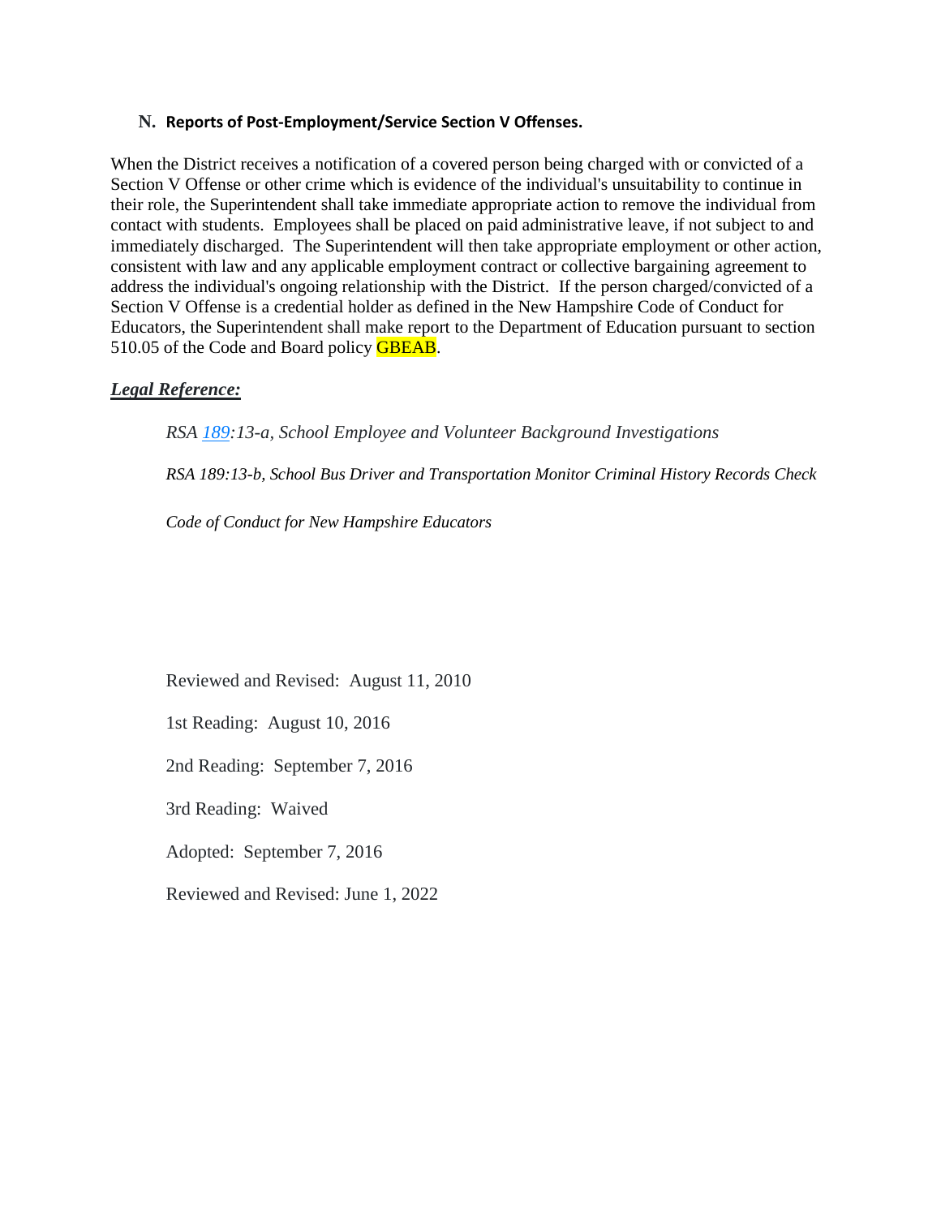**N. Reports of Post-Employment/Service Section V Offenses.**

When the District receives a notification of a covered person being charged with or convicted of a Section V Offense or other crime which is evidence of the individual's unsuitability to continue in their role, the Superintendent shall take immediate appropriate action to remove the individual from contact with students. Employees shall be placed on paid administrative leave, if not subject to and immediately discharged. The Superintendent will then take appropriate employment or other action, consistent with law and any applicable employment contract or collective bargaining agreement to address the individual's ongoing relationship with the District. If the person charged/convicted of a Section V Offense is a credential holder as defined in the New Hampshire Code of Conduct for Educators, the Superintendent shall make report to the Department of Education pursuant to section 510.05 of the Code and Board policy GBEAB.

***Legal Reference:***

*RSA 189:13-a, School Employee and Volunteer Background Investigations*

*RSA 189:13-b, School Bus Driver and Transportation Monitor Criminal History Records Check*

*Code of Conduct for New Hampshire Educators*

Reviewed and Revised: August 11, 2010

1st Reading: August 10, 2016

2nd Reading: September 7, 2016

3rd Reading: Waived

Adopted: September 7, 2016

Reviewed and Revised: June 1, 2022